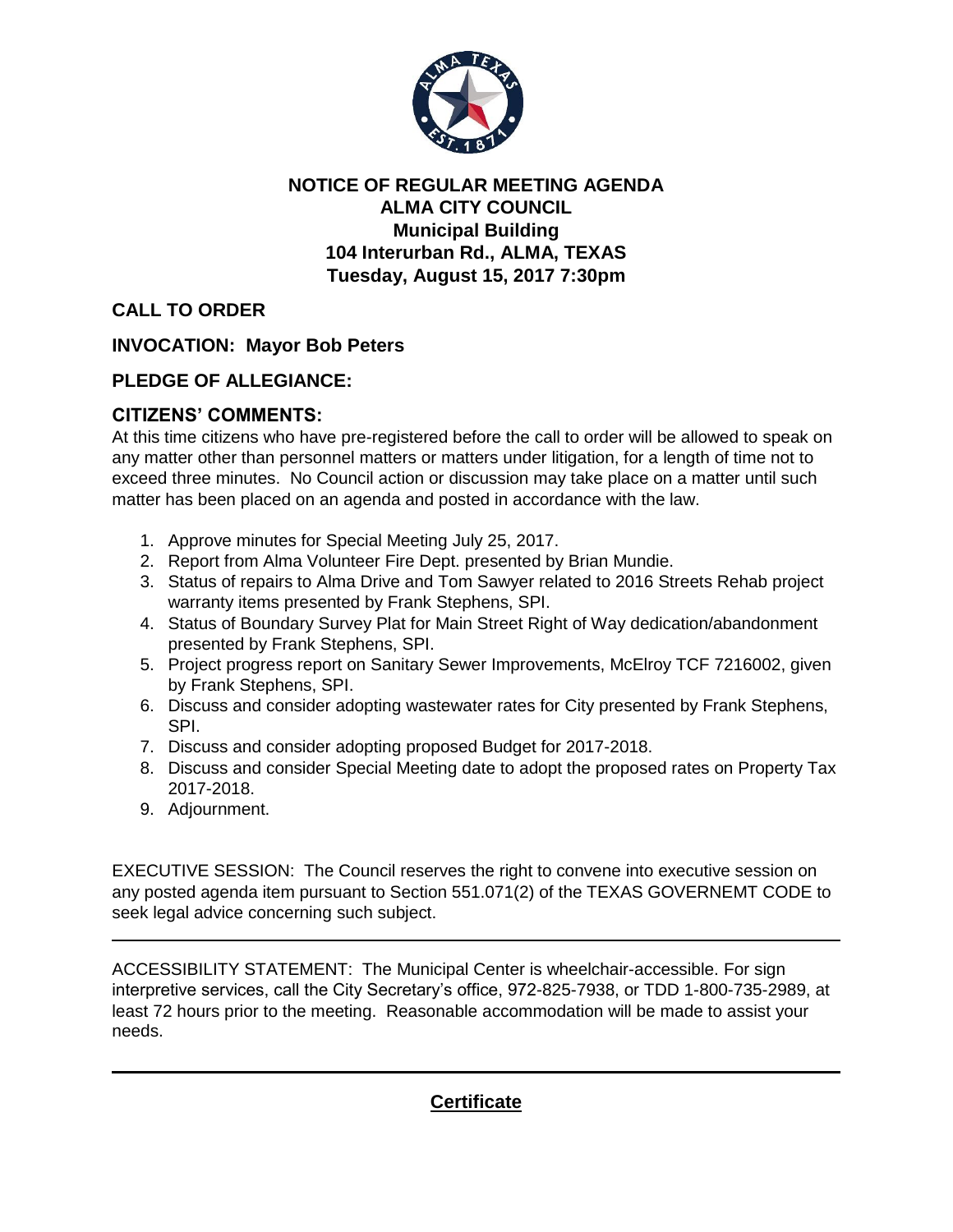**NOTICE OF REGULAR MEETING AGENDA**
**ALMA CITY COUNCIL**
**Municipal Building**
**104 Interurban Rd., ALMA, TEXAS**
**Tuesday, August 15, 2017 7:30pm**

## CALL TO ORDER

## INVOCATION: Mayor Bob Peters

## PLEDGE OF ALLEGIANCE:

## CITIZENS' COMMENTS:

At this time citizens who have pre-registered before the call to order will be allowed to speak on any matter other than personnel matters or matters under litigation, for a length of time not to exceed three minutes. No Council action or discussion may take place on a matter until such matter has been placed on an agenda and posted in accordance with the law.

1. Approve minutes for Special Meeting July 25, 2017.
2. Report from Alma Volunteer Fire Dept. presented by Brian Mundie.
3. Status of repairs to Alma Drive and Tom Sawyer related to 2016 Streets Rehab project warranty items presented by Frank Stephens, SPI.
4. Status of Boundary Survey Plat for Main Street Right of Way dedication/abandonment presented by Frank Stephens, SPI.
5. Project progress report on Sanitary Sewer Improvements, McElroy TCF 7216002, given by Frank Stephens, SPI.
6. Discuss and consider adopting wastewater rates for City presented by Frank Stephens, SPI.
7. Discuss and consider adopting proposed Budget for 2017-2018.
8. Discuss and consider Special Meeting date to adopt the proposed rates on Property Tax 2017-2018.
9. Adjournment.

EXECUTIVE SESSION: The Council reserves the right to convene into executive session on any posted agenda item pursuant to Section 551.071(2) of the TEXAS GOVERNEMT CODE to seek legal advice concerning such subject.

---

ACCESSIBILITY STATEMENT: The Municipal Center is wheelchair-accessible. For sign interpretive services, call the City Secretary's office, 972-825-7938, or TDD 1-800-735-2989, at least 72 hours prior to the meeting. Reasonable accommodation will be made to assist your needs.

---

**Certificate**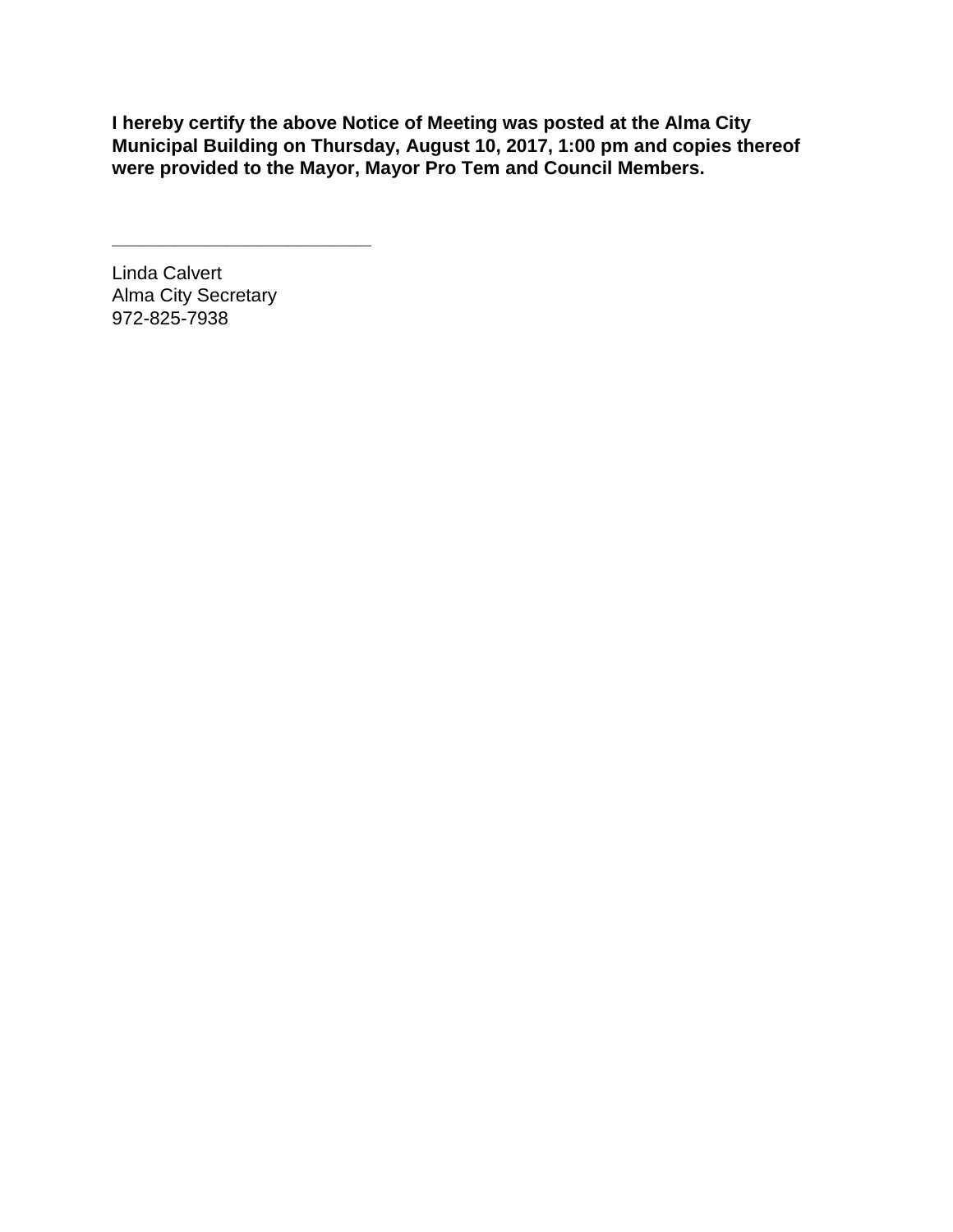**I hereby certify the above Notice of Meeting was posted at the Alma City Municipal Building on Thursday, August 10, 2017, 1:00 pm and copies thereof were provided to the Mayor, Mayor Pro Tem and Council Members.**

\_\_\_\_\_\_\_\_\_\_\_\_\_\_\_\_\_\_\_\_\_\_\_\_\_\_

Linda Calvert
Alma City Secretary
972-825-7938